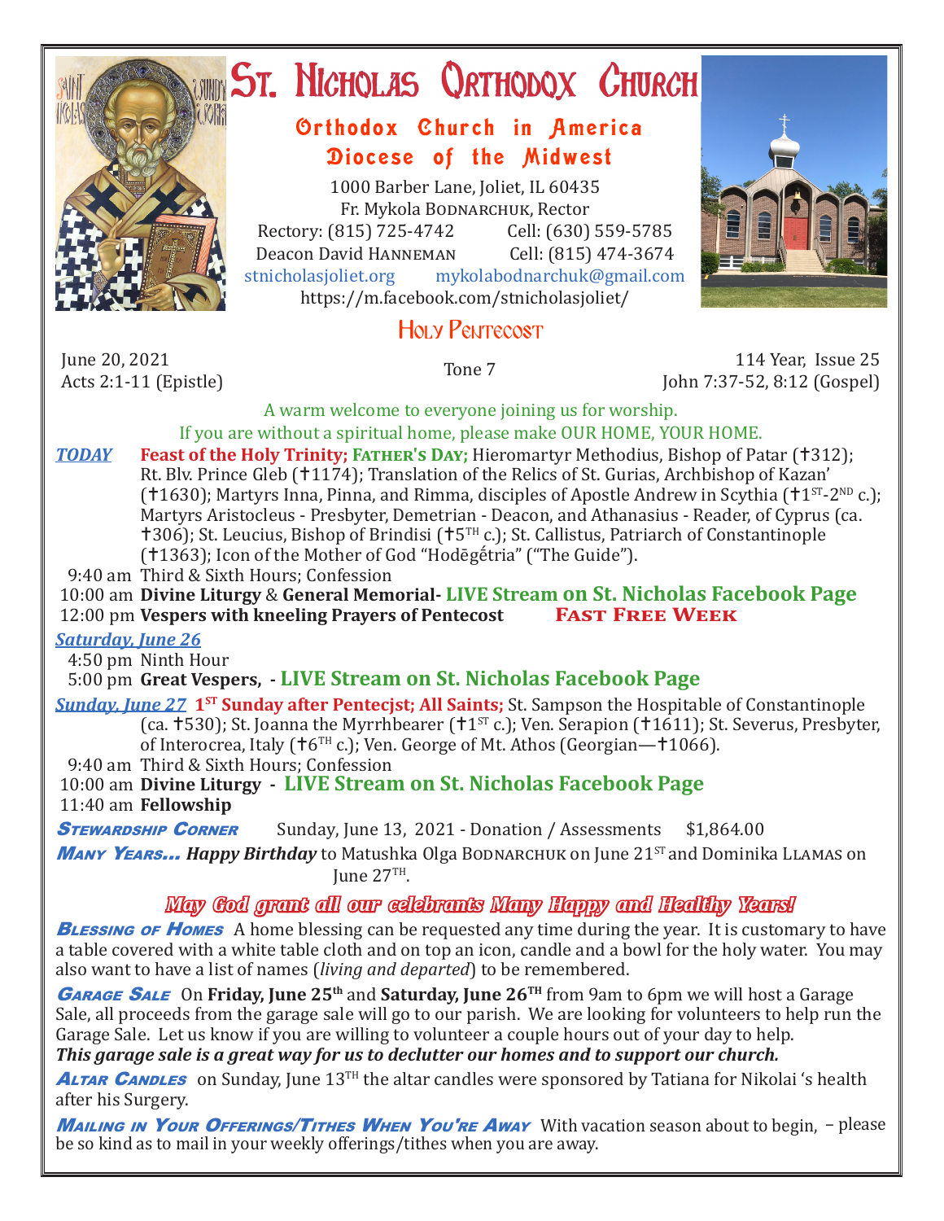# St. Nicholas Orthodox Church

## Orthodox Church in America
## Diocese of the Midwest

1000 Barber Lane, Joliet, IL 60435
Fr. Mykola Bodnarchuk, Rector
Rectory: (815) 725-4742 Cell: (630) 559-5785
Deacon David Hanneman Cell: (815) 474-3674
stnicholasjoliet.org mykolabodnarchuk@gmail.com
https://m.facebook.com/stnicholasjoliet/

## Holy Pentecost

June 20, 2021
Acts 2:1-11 (Epistle)

Tone 7

114 Year, Issue 25
John 7:37-52, 8:12 (Gospel)

A warm welcome to everyone joining us for worship.
If you are without a spiritual home, please make OUR HOME, YOUR HOME.

***TODAY*** **Feast of the Holy Trinity; Father's Day;** Hieromartyr Methodius, Bishop of Patar (✝312); Rt. Blv. Prince Gleb (✝1174); Translation of the Relics of St. Gurias, Archbishop of Kazan' (✝1630); Martyrs Inna, Pinna, and Rimma, disciples of Apostle Andrew in Scythia (✝1ST-2ND c.); Martyrs Aristocleus - Presbyter, Demetrian - Deacon, and Athanasius - Reader, of Cyprus (ca. ✝306); St. Leucius, Bishop of Brindisi (✝5TH c.); St. Callistus, Patriarch of Constantinople (✝1363); Icon of the Mother of God "Hodēgḗtria" ("The Guide").

9:40 am Third & Sixth Hours; Confession
10:00 am **Divine Liturgy** & **General Memorial- LIVE Stream on St. Nicholas Facebook Page**
12:00 pm **Vespers with kneeling Prayers of Pentecost** **Fast Free Week**

***Saturday, June 26***
4:50 pm Ninth Hour
5:00 pm **Great Vespers, - LIVE Stream on St. Nicholas Facebook Page**

***Sunday, June 27*** **1ST Sunday after Pentecjst; All Saints;** St. Sampson the Hospitable of Constantinople (ca. ✝530); St. Joanna the Myrrhbearer (✝1ST c.); Ven. Serapion (✝1611); St. Severus, Presbyter, of Interocrea, Italy (✝6TH c.); Ven. George of Mt. Athos (Georgian—✝1066).

9:40 am Third & Sixth Hours; Confession
10:00 am **Divine Liturgy - LIVE Stream on St. Nicholas Facebook Page**
11:40 am **Fellowship**

***Stewardship Corner*** Sunday, June 13, 2021 - Donation / Assessments $1,864.00

***Many Years...*** ***Happy Birthday*** to Matushka Olga Bodnarchuk on June 21ST and Dominika Llamas on June 27TH.

***May God grant all our celebrants Many Happy and Healthy Years!***

***Blessing of Homes*** A home blessing can be requested any time during the year. It is customary to have a table covered with a white table cloth and on top an icon, candle and a bowl for the holy water. You may also want to have a list of names (*living and departed*) to be remembered.

***Garage Sale*** On **Friday, June 25th** and **Saturday, June 26TH** from 9am to 6pm we will host a Garage Sale, all proceeds from the garage sale will go to our parish. We are looking for volunteers to help run the Garage Sale. Let us know if you are willing to volunteer a couple hours out of your day to help.
***This garage sale is a great way for us to declutter our homes and to support our church.***

***Altar Candles*** on Sunday, June 13TH the altar candles were sponsored by Tatiana for Nikolai 's health after his Surgery.

***Mailing in Your Offerings/Tithes When You're Away*** With vacation season about to begin, – please be so kind as to mail in your weekly offerings/tithes when you are away.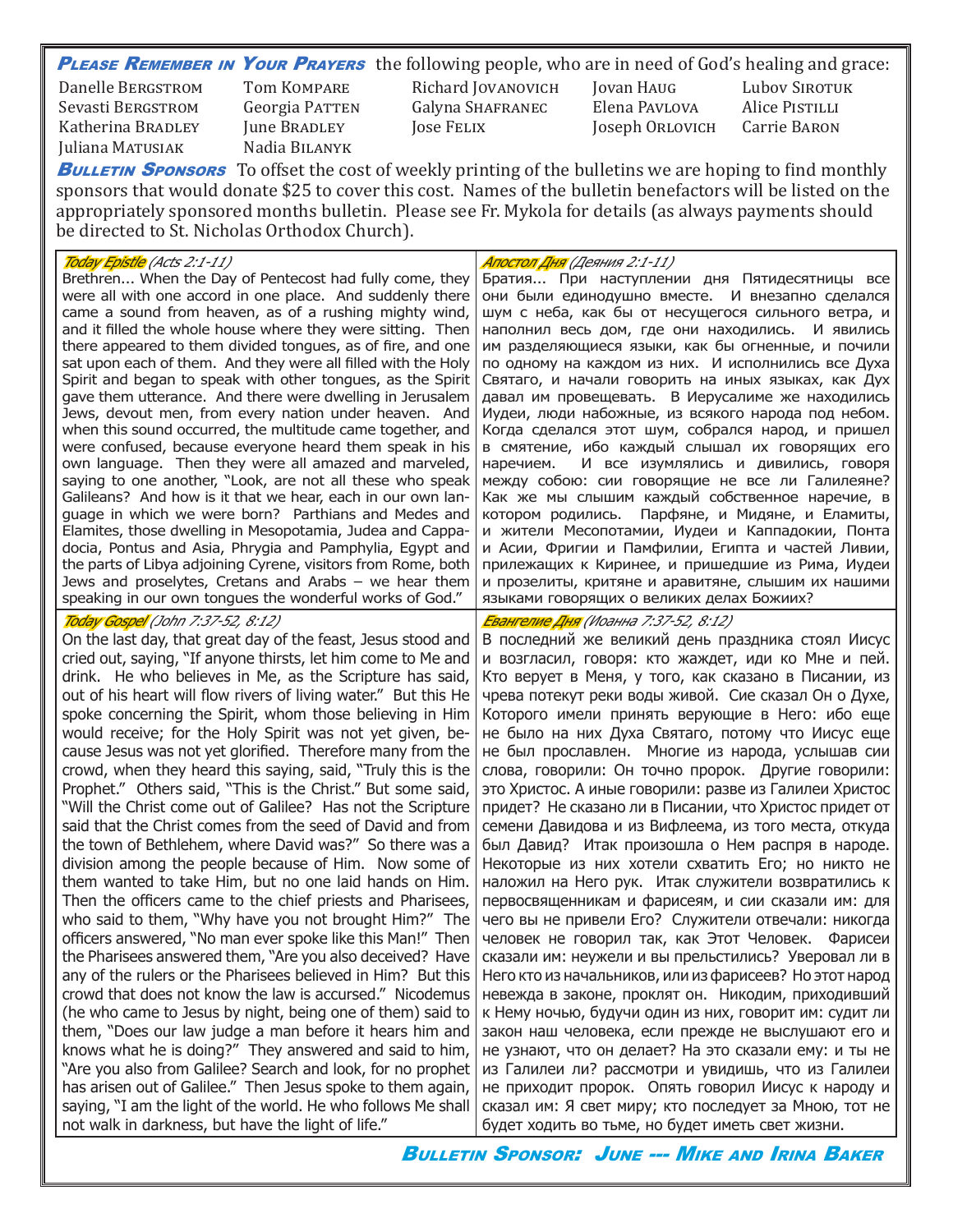**Please Remember in Your Prayers** the following people, who are in need of God's healing and grace:

| | | | | |
|---|---|---|---|---|
| Danelle Bergstrom | Tom Kompare | Richard Jovanovich | Jovan Haug | Lubov Sirotuk |
| Sevasti Bergstrom | Georgia Patten | Galyna Shafranec | Elena Pavlova | Alice Pistilli |
| Katherina Bradley | June Bradley | Jose Felix | Joseph Orlovich | Carrie Baron |
| Juliana Matusiak | Nadia Bilanyk | | | |

**Bulletin Sponsors** To offset the cost of weekly printing of the bulletins we are hoping to find monthly sponsors that would donate $25 to cover this cost. Names of the bulletin benefactors will be listed on the appropriately sponsored months bulletin. Please see Fr. Mykola for details (as always payments should be directed to St. Nicholas Orthodox Church).

*Today Epistle (Acts 2:1-11)*

Brethren... When the Day of Pentecost had fully come, they were all with one accord in one place. And suddenly there came a sound from heaven, as of a rushing mighty wind, and it filled the whole house where they were sitting. Then there appeared to them divided tongues, as of fire, and one sat upon each of them. And they were all filled with the Holy Spirit and began to speak with other tongues, as the Spirit gave them utterance. And there were dwelling in Jerusalem Jews, devout men, from every nation under heaven. And when this sound occurred, the multitude came together, and were confused, because everyone heard them speak in his own language. Then they were all amazed and marveled, saying to one another, "Look, are not all these who speak Galileans? And how is it that we hear, each in our own language in which we were born? Parthians and Medes and Elamites, those dwelling in Mesopotamia, Judea and Cappadocia, Pontus and Asia, Phrygia and Pamphylia, Egypt and the parts of Libya adjoining Cyrene, visitors from Rome, both Jews and proselytes, Cretans and Arabs – we hear them speaking in our own tongues the wonderful works of God."

*Апостол Дня (Деяния 2:1-11)*

Братия... При наступлении дня Пятидесятницы все они были единодушно вместе. И внезапно сделался шум с неба, как бы от несущегося сильного ветра, и наполнил весь дом, где они находились. И явились им разделяющиеся языки, как бы огненные, и почили по одному на каждом из них. И исполнились все Духа Святаго, и начали говорить на иных языках, как Дух давал им провещевать. В Иерусалиме же находились Иудеи, люди набожные, из всякого народа под небом. Когда сделался этот шум, собрался народ, и пришел в смятение, ибо каждый слышал их говорящих его наречием. И все изумлялись и дивились, говоря между собою: сии говорящие не все ли Галилеяне? Как же мы слышим каждый собственное наречие, в котором родились. Парфяне, и Мидяне, и Еламиты, и жители Месопотамии, Иудеи и Каппадокии, Понта и Асии, Фригии и Памфилии, Египта и частей Ливии, прилежащих к Киринее, и пришедшие из Рима, Иудеи и прозелиты, критяне и аравитяне, слышим их нашими языками говорящих о великих делах Божиих?

*Today Gospel (John 7:37-52, 8:12)*

On the last day, that great day of the feast, Jesus stood and cried out, saying, "If anyone thirsts, let him come to Me and drink. He who believes in Me, as the Scripture has said, out of his heart will flow rivers of living water." But this He spoke concerning the Spirit, whom those believing in Him would receive; for the Holy Spirit was not yet given, because Jesus was not yet glorified. Therefore many from the crowd, when they heard this saying, said, "Truly this is the Prophet." Others said, "This is the Christ." But some said, "Will the Christ come out of Galilee? Has not the Scripture said that the Christ comes from the seed of David and from the town of Bethlehem, where David was?" So there was a division among the people because of Him. Now some of them wanted to take Him, but no one laid hands on Him. Then the officers came to the chief priests and Pharisees, who said to them, "Why have you not brought Him?" The officers answered, "No man ever spoke like this Man!" Then the Pharisees answered them, "Are you also deceived? Have any of the rulers or the Pharisees believed in Him? But this crowd that does not know the law is accursed." Nicodemus (he who came to Jesus by night, being one of them) said to them, "Does our law judge a man before it hears him and knows what he is doing?" They answered and said to him, "Are you also from Galilee? Search and look, for no prophet has arisen out of Galilee." Then Jesus spoke to them again, saying, "I am the light of the world. He who follows Me shall not walk in darkness, but have the light of life."

*Евангелие Дня (Иоанна 7:37-52, 8:12)*

В последний же великий день праздника стоял Иисус и возгласил, говоря: кто жаждет, иди ко Мне и пей. Кто верует в Меня, у того, как сказано в Писании, из чрева потекут реки воды живой. Сие сказал Он о Духе, Которого имели принять верующие в Него: ибо еще не было на них Духа Святаго, потому что Иисус еще не был прославлен. Многие из народа, услышав сии слова, говорили: Он точно пророк. Другие говорили: это Христос. А иные говорили: разве из Галилеи Христос придет? Не сказано ли в Писании, что Христос придет от семени Давидова и из Вифлеема, из того места, откуда был Давид? Итак произошла о Нем распря в народе. Некоторые из них хотели схватить Его; но никто не наложил на Него рук. Итак служители возвратились к первосвященникам и фарисеям, и сии сказали им: для чего вы не привели Его? Служители отвечали: никогда человек не говорил так, как Этот Человек. Фарисеи сказали им: неужели и вы прельстились? Уверовал ли в Него кто из начальников, или из фарисеев? Но этот народ невежда в законе, проклят он. Никодим, приходивший к Нему ночью, будучи один из них, говорит им: судит ли закон наш человека, если прежде не выслушают его и не узнают, что он делает? На это сказали ему: и ты не из Галилеи ли? рассмотри и увидишь, что из Галилеи не приходит пророк. Опять говорил Иисус к народу и сказал им: Я свет миру; кто последует за Мною, тот не будет ходить во тьме, но будет иметь свет жизни.

**Bulletin Sponsor: June --- Mike and Irina Baker**